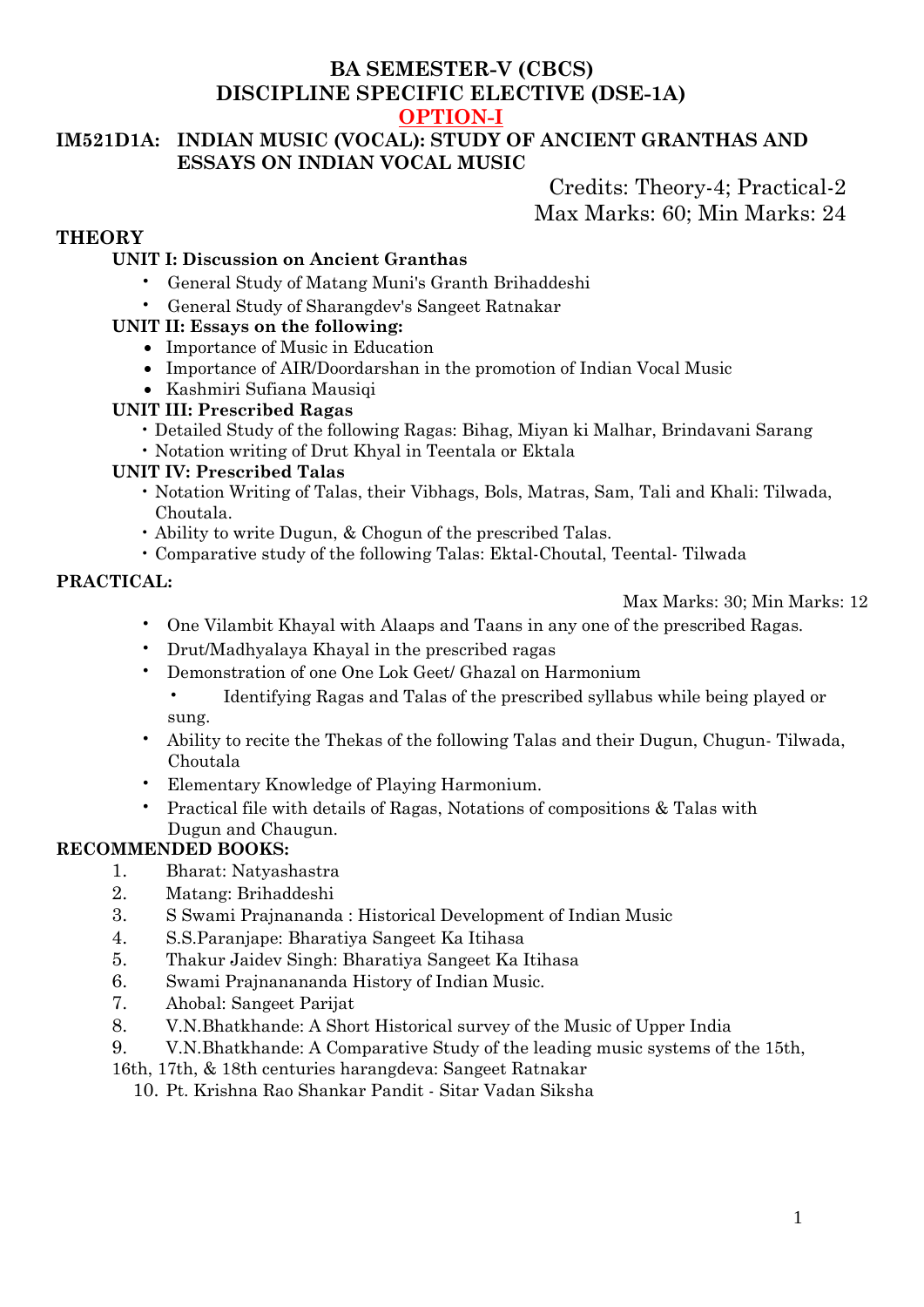# BA SEMESTER-V (CBCS)
# DISCIPLINE SPECIFIC ELECTIVE (DSE-1A)
# OPTION-I

## IM521D1A: INDIAN MUSIC (VOCAL): STUDY OF ANCIENT GRANTHAS AND ESSAYS ON INDIAN VOCAL MUSIC

Credits: Theory-4; Practical-2
Max Marks: 60; Min Marks: 24

### THEORY

**UNIT I: Discussion on Ancient Granthas**

- General Study of Matang Muni's Granth Brihaddeshi
- General Study of Sharangdev's Sangeet Ratnakar

**UNIT II: Essays on the following:**

- Importance of Music in Education
- Importance of AIR/Doordarshan in the promotion of Indian Vocal Music
- Kashmiri Sufiana Mausiqi

**UNIT III: Prescribed Ragas**

- Detailed Study of the following Ragas: Bihag, Miyan ki Malhar, Brindavani Sarang
- Notation writing of Drut Khyal in Teentala or Ektala

**UNIT IV: Prescribed Talas**

- Notation Writing of Talas, their Vibhags, Bols, Matras, Sam, Tali and Khali: Tilwada, Choutala.
- Ability to write Dugun, & Chogun of the prescribed Talas.
- Comparative study of the following Talas: Ektal-Choutal, Teental- Tilwada

### PRACTICAL:

Max Marks: 30; Min Marks: 12

- One Vilambit Khayal with Alaaps and Taans in any one of the prescribed Ragas.
- Drut/Madhyalaya Khayal in the prescribed ragas
- Demonstration of one One Lok Geet/ Ghazal on Harmonium
  - Identifying Ragas and Talas of the prescribed syllabus while being played or sung.
- Ability to recite the Thekas of the following Talas and their Dugun, Chugun- Tilwada, Choutala
- Elementary Knowledge of Playing Harmonium.
- Practical file with details of Ragas, Notations of compositions & Talas with Dugun and Chaugun.

### RECOMMENDED BOOKS:

1. Bharat: Natyashastra
2. Matang: Brihaddeshi
3. S Swami Prajnananda : Historical Development of Indian Music
4. S.S.Paranjape: Bharatiya Sangeet Ka Itihasa
5. Thakur Jaidev Singh: Bharatiya Sangeet Ka Itihasa
6. Swami Prajnanananda History of Indian Music.
7. Ahobal: Sangeet Parijat
8. V.N.Bhatkhande: A Short Historical survey of the Music of Upper India
9. V.N.Bhatkhande: A Comparative Study of the leading music systems of the 15th, 16th, 17th, & 18th centuries harangdeva: Sangeet Ratnakar
10. Pt. Krishna Rao Shankar Pandit - Sitar Vadan Siksha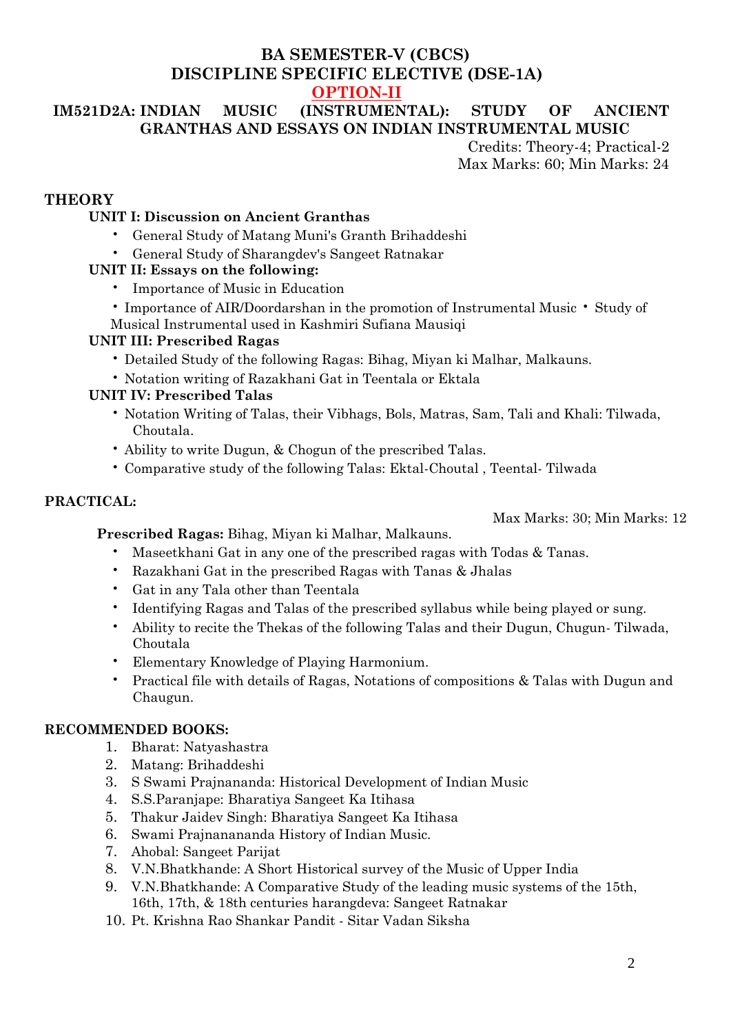# BA SEMESTER-V (CBCS)
## DISCIPLINE SPECIFIC ELECTIVE (DSE-1A)
## OPTION-II

### IM521D2A: INDIAN MUSIC (INSTRUMENTAL): STUDY OF ANCIENT GRANTHAS AND ESSAYS ON INDIAN INSTRUMENTAL MUSIC

Credits: Theory-4; Practical-2
Max Marks: 60; Min Marks: 24

### THEORY

**UNIT I: Discussion on Ancient Granthas**

- General Study of Matang Muni's Granth Brihaddeshi
- General Study of Sharangdev's Sangeet Ratnakar

**UNIT II: Essays on the following:**

- Importance of Music in Education
- Importance of AIR/Doordarshan in the promotion of Instrumental Music • Study of Musical Instrumental used in Kashmiri Sufiana Mausiqi

**UNIT III: Prescribed Ragas**

- Detailed Study of the following Ragas: Bihag, Miyan ki Malhar, Malkauns.
- Notation writing of Razakhani Gat in Teentala or Ektala

**UNIT IV: Prescribed Talas**

- Notation Writing of Talas, their Vibhags, Bols, Matras, Sam, Tali and Khali: Tilwada, Choutala.
- Ability to write Dugun, & Chogun of the prescribed Talas.
- Comparative study of the following Talas: Ektal-Choutal , Teental- Tilwada

### PRACTICAL:

Max Marks: 30; Min Marks: 12

**Prescribed Ragas:** Bihag, Miyan ki Malhar, Malkauns.

- Maseetkhani Gat in any one of the prescribed ragas with Todas & Tanas.
- Razakhani Gat in the prescribed Ragas with Tanas & Jhalas
- Gat in any Tala other than Teentala
- Identifying Ragas and Talas of the prescribed syllabus while being played or sung.
- Ability to recite the Thekas of the following Talas and their Dugun, Chugun- Tilwada, Choutala
- Elementary Knowledge of Playing Harmonium.
- Practical file with details of Ragas, Notations of compositions & Talas with Dugun and Chaugun.

### RECOMMENDED BOOKS:

1. Bharat: Natyashastra
2. Matang: Brihaddeshi
3. S Swami Prajnananda: Historical Development of Indian Music
4. S.S.Paranjape: Bharatiya Sangeet Ka Itihasa
5. Thakur Jaidev Singh: Bharatiya Sangeet Ka Itihasa
6. Swami Prajnanananda History of Indian Music.
7. Ahobal: Sangeet Parijat
8. V.N.Bhatkhande: A Short Historical survey of the Music of Upper India
9. V.N.Bhatkhande: A Comparative Study of the leading music systems of the 15th, 16th, 17th, & 18th centuries harangdeva: Sangeet Ratnakar
10. Pt. Krishna Rao Shankar Pandit - Sitar Vadan Siksha